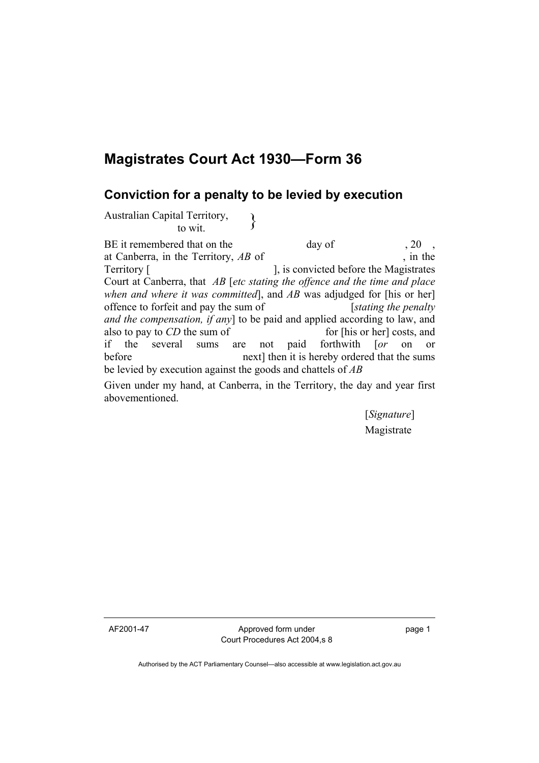# Magistrates Court Act 1930—Form 36

## Conviction for a penalty to be levied by execution

Australian Capital Territory, }
to wit.

BE it remembered that on the day of , 20 , at Canberra, in the Territory, *AB* of , in the Territory [ ], is convicted before the Magistrates Court at Canberra, that *AB* [*etc stating the offence and the time and place when and where it was committed*], and *AB* was adjudged for [his or her] offence to forfeit and pay the sum of [*stating the penalty and the compensation, if any*] to be paid and applied according to law, and also to pay to *CD* the sum of for [his or her] costs, and if the several sums are not paid forthwith [*or* on or before next] then it is hereby ordered that the sums be levied by execution against the goods and chattels of *AB*

Given under my hand, at Canberra, in the Territory, the day and year first abovementioned.

[*Signature*]
Magistrate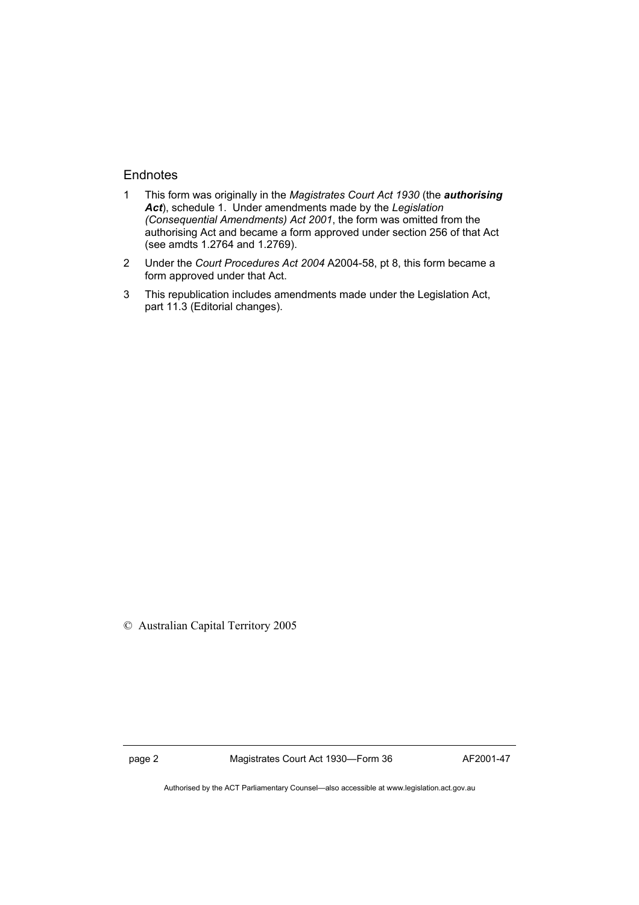## Endnotes

1. This form was originally in the *Magistrates Court Act 1930* (the ***authorising Act***), schedule 1. Under amendments made by the *Legislation (Consequential Amendments) Act 2001*, the form was omitted from the authorising Act and became a form approved under section 256 of that Act (see amdts 1.2764 and 1.2769).

2. Under the *Court Procedures Act 2004* A2004-58, pt 8, this form became a form approved under that Act.

3. This republication includes amendments made under the Legislation Act, part 11.3 (Editorial changes).

© Australian Capital Territory 2005